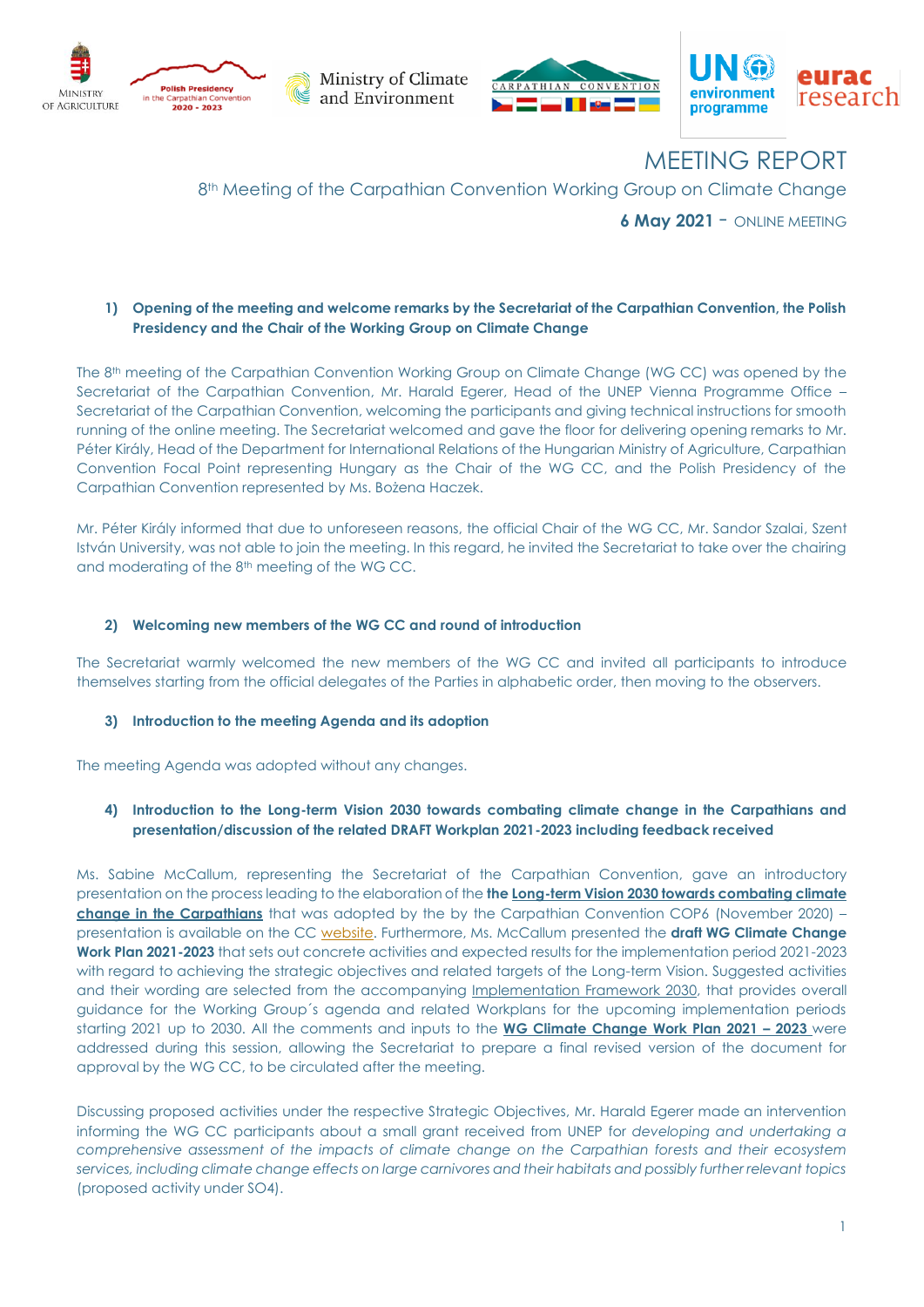# MEETING REPORT

## 8th Meeting of the Carpathian Convention Working Group on Climate Change

**6 May 2021** – ONLINE MEETING

### 1) Opening of the meeting and welcome remarks by the Secretariat of the Carpathian Convention, the Polish Presidency and the Chair of the Working Group on Climate Change

The 8th meeting of the Carpathian Convention Working Group on Climate Change (WG CC) was opened by the Secretariat of the Carpathian Convention, Mr. Harald Egerer, Head of the UNEP Vienna Programme Office – Secretariat of the Carpathian Convention, welcoming the participants and giving technical instructions for smooth running of the online meeting. The Secretariat welcomed and gave the floor for delivering opening remarks to Mr. Péter Király, Head of the Department for International Relations of the Hungarian Ministry of Agriculture, Carpathian Convention Focal Point representing Hungary as the Chair of the WG CC, and the Polish Presidency of the Carpathian Convention represented by Ms. Bożena Haczek.

Mr. Péter Király informed that due to unforeseen reasons, the official Chair of the WG CC, Mr. Sandor Szalai, Szent István University, was not able to join the meeting. In this regard, he invited the Secretariat to take over the chairing and moderating of the 8th meeting of the WG CC.

### 2) Welcoming new members of the WG CC and round of introduction

The Secretariat warmly welcomed the new members of the WG CC and invited all participants to introduce themselves starting from the official delegates of the Parties in alphabetic order, then moving to the observers.

### 3) Introduction to the meeting Agenda and its adoption

The meeting Agenda was adopted without any changes.

### 4) Introduction to the Long-term Vision 2030 towards combating climate change in the Carpathians and presentation/discussion of the related DRAFT Workplan 2021-2023 including feedback received

Ms. Sabine McCallum, representing the Secretariat of the Carpathian Convention, gave an introductory presentation on the process leading to the elaboration of the **the Long-term Vision 2030 towards combating climate change in the Carpathians** that was adopted by the by the Carpathian Convention COP6 (November 2020) – presentation is available on the CC website. Furthermore, Ms. McCallum presented the **draft WG Climate Change Work Plan 2021-2023** that sets out concrete activities and expected results for the implementation period 2021-2023 with regard to achieving the strategic objectives and related targets of the Long-term Vision. Suggested activities and their wording are selected from the accompanying Implementation Framework 2030, that provides overall guidance for the Working Group´s agenda and related Workplans for the upcoming implementation periods starting 2021 up to 2030. All the comments and inputs to the **WG Climate Change Work Plan 2021 – 2023** were addressed during this session, allowing the Secretariat to prepare a final revised version of the document for approval by the WG CC, to be circulated after the meeting.

Discussing proposed activities under the respective Strategic Objectives, Mr. Harald Egerer made an intervention informing the WG CC participants about a small grant received from UNEP for *developing and undertaking a comprehensive assessment of the impacts of climate change on the Carpathian forests and their ecosystem services, including climate change effects on large carnivores and their habitats and possibly further relevant topics* (proposed activity under SO4).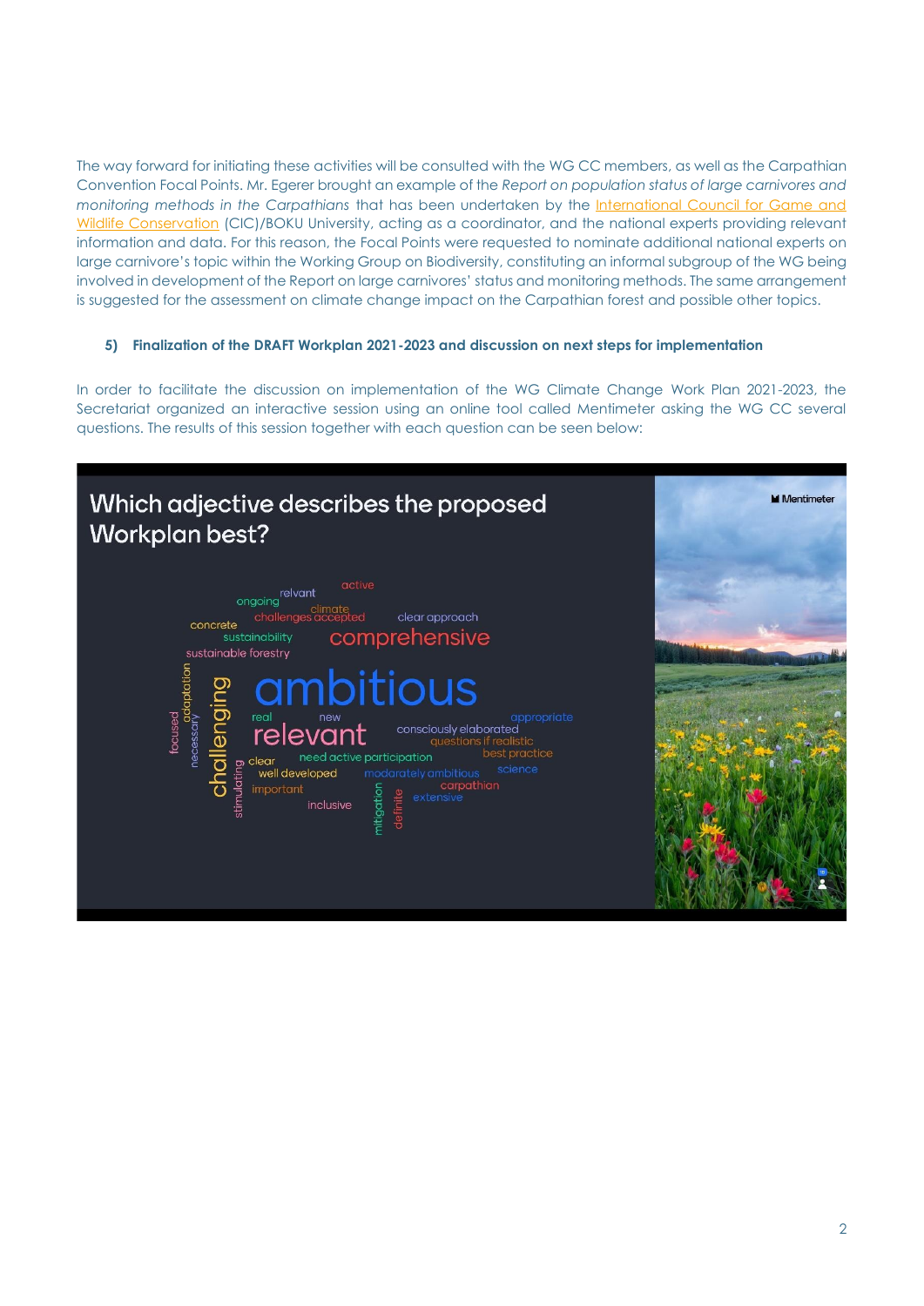The way forward for initiating these activities will be consulted with the WG CC members, as well as the Carpathian Convention Focal Points. Mr. Egerer brought an example of the *Report on population status of large carnivores and monitoring methods in the Carpathians* that has been undertaken by the International Council for Game and Wildlife Conservation (CIC)/BOKU University, acting as a coordinator, and the national experts providing relevant information and data. For this reason, the Focal Points were requested to nominate additional national experts on large carnivore's topic within the Working Group on Biodiversity, constituting an informal subgroup of the WG being involved in development of the Report on large carnivores' status and monitoring methods. The same arrangement is suggested for the assessment on climate change impact on the Carpathian forest and possible other topics.

### 5) Finalization of the DRAFT Workplan 2021-2023 and discussion on next steps for implementation

In order to facilitate the discussion on implementation of the WG Climate Change Work Plan 2021-2023, the Secretariat organized an interactive session using an online tool called Mentimeter asking the WG CC several questions. The results of this session together with each question can be seen below:

**Which adjective describes the proposed Workplan best?**

Mentimeter

ambitious, relevant, comprehensive, challenging, active, relvant, ongoing, climate challenges accepted, clear approach, concrete, sustainability, sustainable forestry, adaptation, focused, necessary, real, new, appropriate, consciously elaborated, questions if realistic, best practice, clear, need active participation, well developed, moderately ambitious, science, stimulating, important, carpathian, extensive, inclusive, mitigation, definite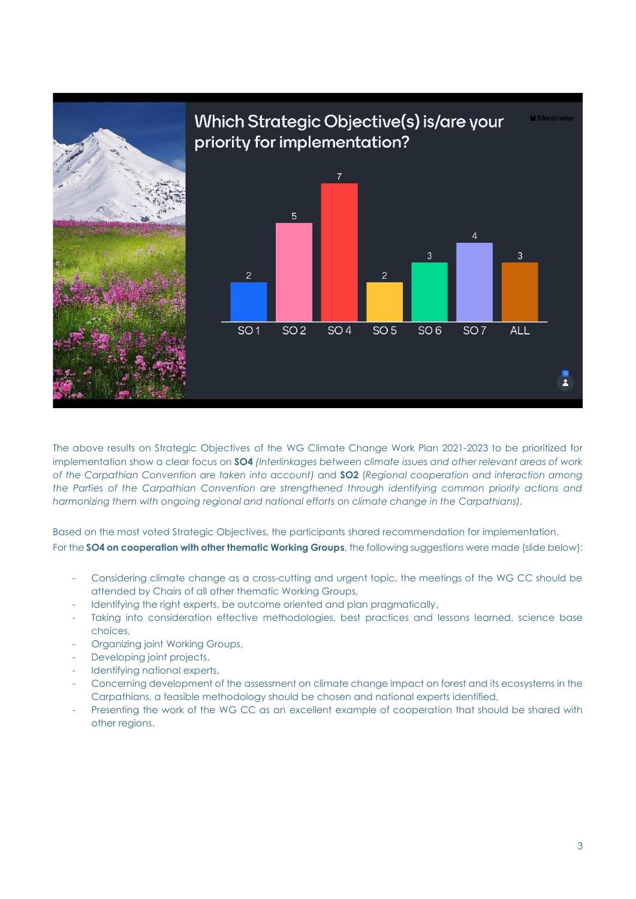The above results on Strategic Objectives of the WG Climate Change Work Plan 2021-2023 to be prioritized for implementation show a clear focus on **SO4** *(Interlinkages between climate issues and other relevant areas of work of the Carpathian Convention are taken into account)* and **SO2** *(Regional cooperation and interaction among the Parties of the Carpathian Convention are strengthened through identifying common priority actions and harmonizing them with ongoing regional and national efforts on climate change in the Carpathians).*

Based on the most voted Strategic Objectives, the participants shared recommendation for implementation.

For the **SO4 on cooperation with other thematic Working Groups**, the following suggestions were made (slide below):

- Considering climate change as a cross-cutting and urgent topic, the meetings of the WG CC should be attended by Chairs of all other thematic Working Groups,
- Identifying the right experts, be outcome oriented and plan pragmatically,
- Taking into consideration effective methodologies, best practices and lessons learned, science base choices,
- Organizing joint Working Groups,
- Developing joint projects,
- Identifying national experts,
- Concerning development of the assessment on climate change impact on forest and its ecosystems in the Carpathians, a feasible methodology should be chosen and national experts identified,
- Presenting the work of the WG CC as an excellent example of cooperation that should be shared with other regions.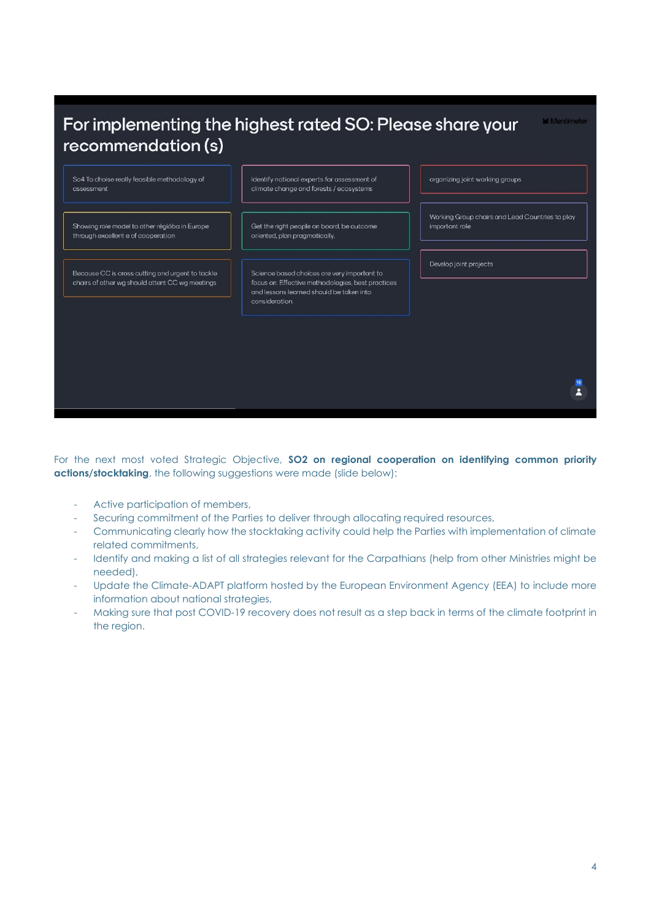## For implementing the highest rated SO: Please share your recommendation (s)

- So4 To choise really feasible methodology of assessment
- Identify national experts for assessment of climate change and forests / ecosystems
- organizing joint working groups
- Showing role model to other régióba in Europe through excellent e of cooperation
- Get the right people on board, be outcome oriented, plan pragmatically.
- Working Group chairs and Lead Countries to play important role
- Because CC is cross cutting and urgent to tackle chairs of other wg should attent CC wg meetings
- Science based choices are very important to focus on. Effective methodologies, best practices and lessons learned should be taken into consideration.
- Develop joint projects

For the next most voted Strategic Objective, **SO2 on regional cooperation on identifying common priority actions/stocktaking**, the following suggestions were made (slide below):

- Active participation of members,
- Securing commitment of the Parties to deliver through allocating required resources,
- Communicating clearly how the stocktaking activity could help the Parties with implementation of climate related commitments,
- Identify and making a list of all strategies relevant for the Carpathians (help from other Ministries might be needed),
- Update the Climate-ADAPT platform hosted by the European Environment Agency (EEA) to include more information about national strategies,
- Making sure that post COVID-19 recovery does not result as a step back in terms of the climate footprint in the region.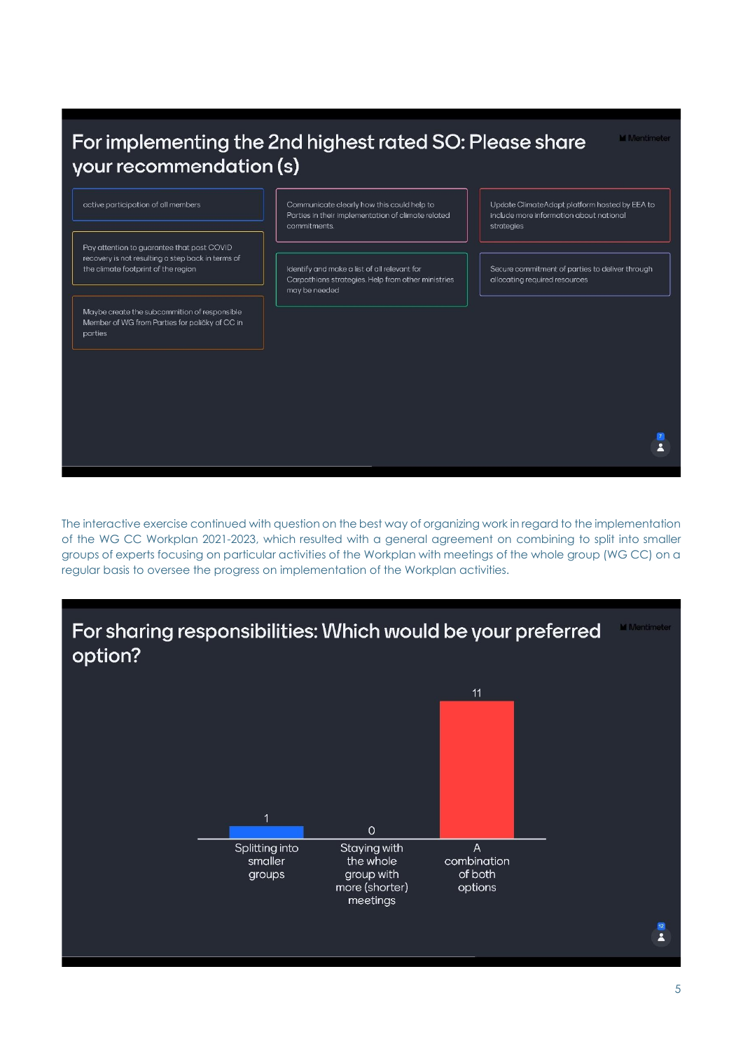## For implementing the 2nd highest rated SO: Please share your recommendation (s)

- active participation of all members
- Pay attention to guarantee that post COVID recovery is not resulting a step back in terms of the climate footprint of the region
- Maybe create the subcommition of responsible Member of WG from Parties for poličky of CC in parties
- Communicate clearly how this could help to Parties in their implementation of climate related commitments.
- Identify and make a list of all relevant for Carpathians strategies. Help from other ministries may be needed
- Update ClimateAdapt platform hosted by EEA to include more information about national strategies
- Secure commitment of parties to deliver through allocating required resources

The interactive exercise continued with question on the best way of organizing work in regard to the implementation of the WG CC Workplan 2021-2023, which resulted with a general agreement on combining to split into smaller groups of experts focusing on particular activities of the Workplan with meetings of the whole group (WG CC) on a regular basis to oversee the progress on implementation of the Workplan activities.

## For sharing responsibilities: Which would be your preferred option?

| Option | Votes |
|---|---|
| Splitting into smaller groups | 1 |
| Staying with the whole group with more (shorter) meetings | 0 |
| A combination of both options | 11 |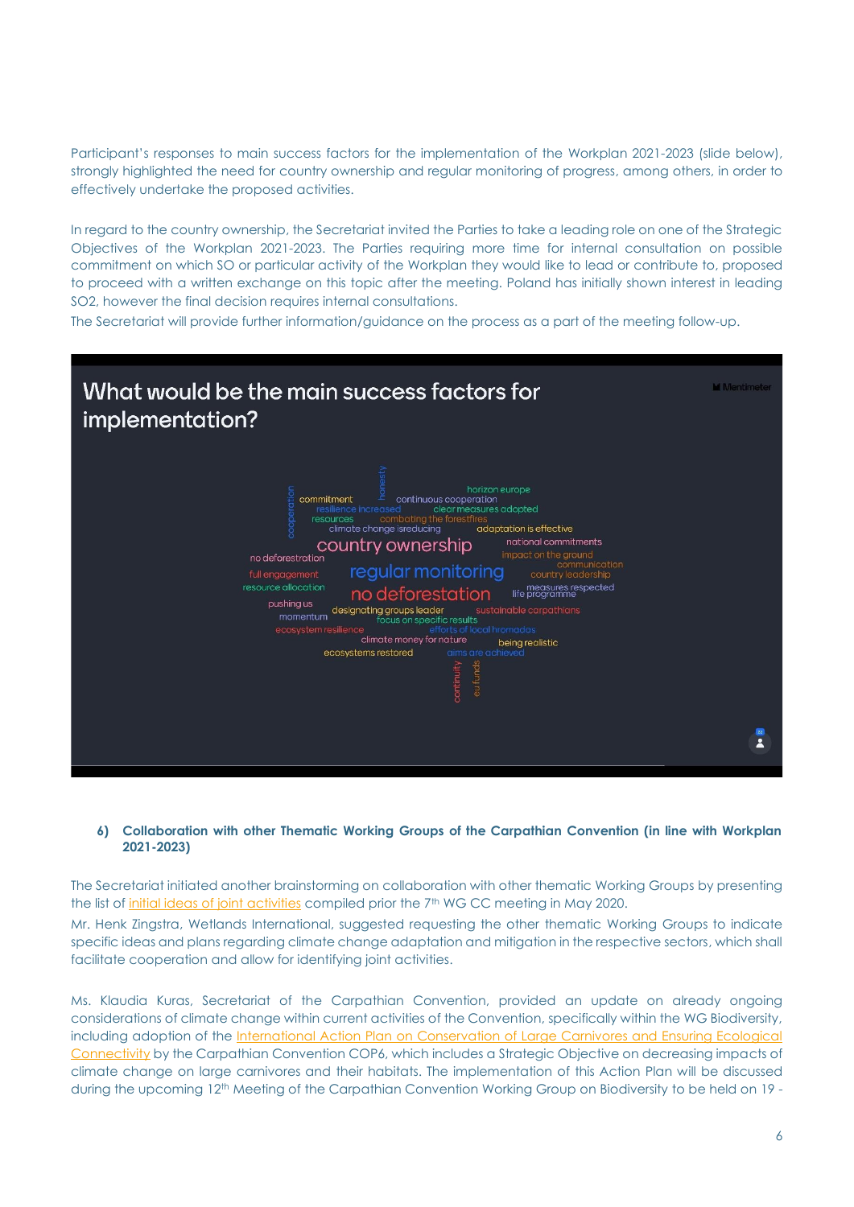Participant's responses to main success factors for the implementation of the Workplan 2021-2023 (slide below), strongly highlighted the need for country ownership and regular monitoring of progress, among others, in order to effectively undertake the proposed activities.

In regard to the country ownership, the Secretariat invited the Parties to take a leading role on one of the Strategic Objectives of the Workplan 2021-2023. The Parties requiring more time for internal consultation on possible commitment on which SO or particular activity of the Workplan they would like to lead or contribute to, proposed to proceed with a written exchange on this topic after the meeting. Poland has initially shown interest in leading SO2, however the final decision requires internal consultations.

The Secretariat will provide further information/guidance on the process as a part of the meeting follow-up.

**What would be the main success factors for implementation?**

Mentimeter

cooperation, honesty, commitment, continuous cooperation, horizon europe, resilience increased, clear measures adopted, resources, combating the forestfires, climate change isreducing, adaptation is effective, country ownership, national commitments, no deforestration, impact on the ground, communication, full engagement, regular monitoring, country leadership, resource allocation, measures respected, life programme, no deforestation, pushing us, designating groups leader, sustainable carpathians, momentum, focus on specific results, ecosystem resilience, efforts of local hromadas, climate money for nature, being realistic, ecosystems restored, aims are achieved, continuity, eu funds

6) **Collaboration with other Thematic Working Groups of the Carpathian Convention (in line with Workplan 2021-2023)**

The Secretariat initiated another brainstorming on collaboration with other thematic Working Groups by presenting the list of initial ideas of joint activities compiled prior the 7th WG CC meeting in May 2020.

Mr. Henk Zingstra, Wetlands International, suggested requesting the other thematic Working Groups to indicate specific ideas and plans regarding climate change adaptation and mitigation in the respective sectors, which shall facilitate cooperation and allow for identifying joint activities.

Ms. Klaudia Kuras, Secretariat of the Carpathian Convention, provided an update on already ongoing considerations of climate change within current activities of the Convention, specifically within the WG Biodiversity, including adoption of the International Action Plan on Conservation of Large Carnivores and Ensuring Ecological Connectivity by the Carpathian Convention COP6, which includes a Strategic Objective on decreasing impacts of climate change on large carnivores and their habitats. The implementation of this Action Plan will be discussed during the upcoming 12th Meeting of the Carpathian Convention Working Group on Biodiversity to be held on 19 -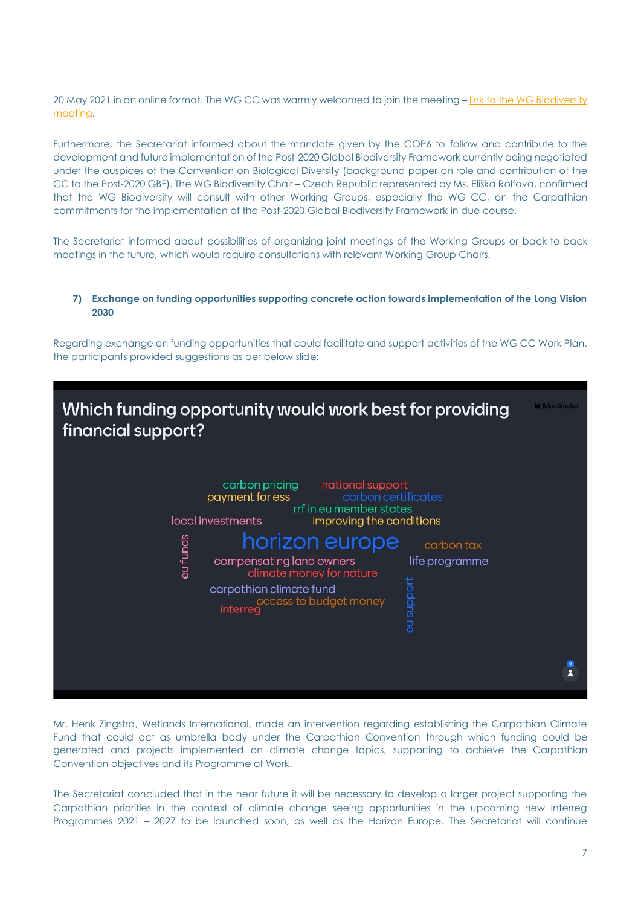20 May 2021 in an online format. The WG CC was warmly welcomed to join the meeting – [link to the WG Biodiversity meeting](#).

Furthermore, the Secretariat informed about the mandate given by the COP6 to follow and contribute to the development and future implementation of the Post-2020 Global Biodiversity Framework currently being negotiated under the auspices of the Convention on Biological Diversity (background paper on role and contribution of the CC to the Post-2020 GBF). The WG Biodiversity Chair – Czech Republic represented by Ms. Eliška Rolfova, confirmed that the WG Biodiversity will consult with other Working Groups, especially the WG CC, on the Carpathian commitments for the implementation of the Post-2020 Global Biodiversity Framework in due course.

The Secretariat informed about possibilities of organizing joint meetings of the Working Groups or back-to-back meetings in the future, which would require consultations with relevant Working Group Chairs.

**7) Exchange on funding opportunities supporting concrete action towards implementation of the Long Vision 2030**

Regarding exchange on funding opportunities that could facilitate and support activities of the WG CC Work Plan, the participants provided suggestions as per below slide:

**Which funding opportunity would work best for providing financial support?**

carbon pricing, national support, payment for ess, carbon certificates, rrf in eu member states, local investments, improving the conditions, eu funds, horizon europe, carbon tax, compensating land owners, life programme, climate money for nature, carpathian climate fund, eu support, access to budget money, interreg

Mr. Henk Zingstra, Wetlands International, made an intervention regarding establishing the Carpathian Climate Fund that could act as umbrella body under the Carpathian Convention through which funding could be generated and projects implemented on climate change topics, supporting to achieve the Carpathian Convention objectives and its Programme of Work.

The Secretariat concluded that in the near future it will be necessary to develop a larger project supporting the Carpathian priorities in the context of climate change seeing opportunities in the upcoming new Interreg Programmes 2021 – 2027 to be launched soon, as well as the Horizon Europe. The Secretariat will continue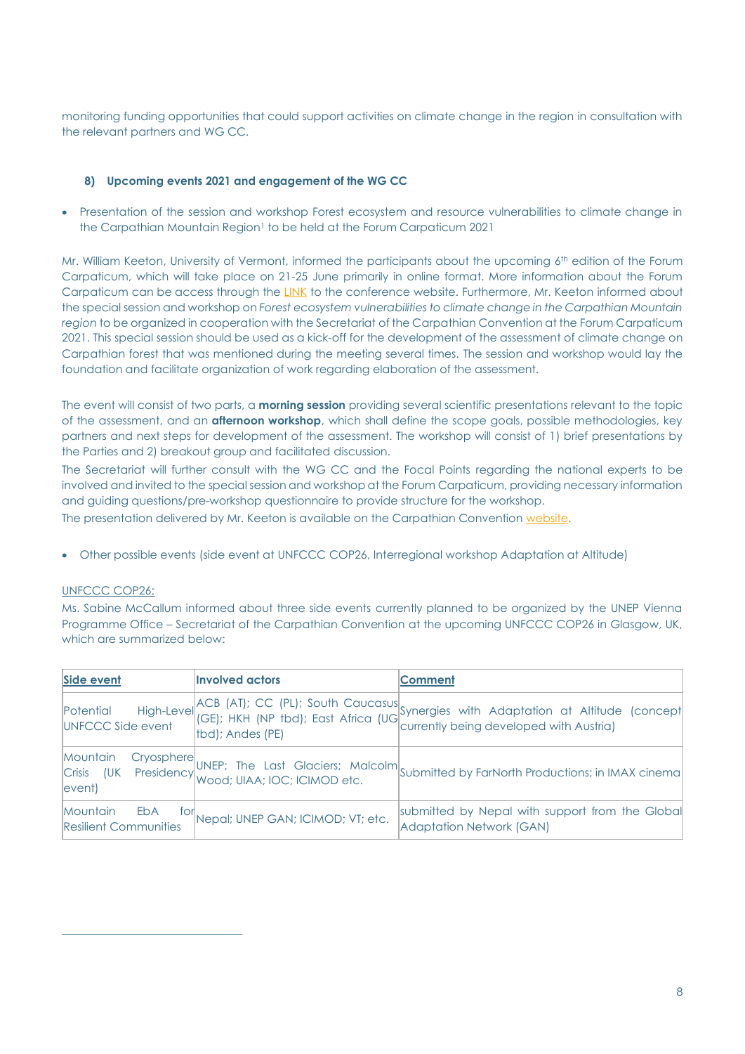monitoring funding opportunities that could support activities on climate change in the region in consultation with the relevant partners and WG CC.

### 8) Upcoming events 2021 and engagement of the WG CC

- Presentation of the session and workshop Forest ecosystem and resource vulnerabilities to climate change in the Carpathian Mountain Region[1] to be held at the Forum Carpaticum 2021

Mr. William Keeton, University of Vermont, informed the participants about the upcoming 6th edition of the Forum Carpaticum, which will take place on 21-25 June primarily in online format. More information about the Forum Carpaticum can be access through the LINK to the conference website. Furthermore, Mr. Keeton informed about the special session and workshop on *Forest ecosystem vulnerabilities to climate change in the Carpathian Mountain region* to be organized in cooperation with the Secretariat of the Carpathian Convention at the Forum Carpaticum 2021. This special session should be used as a kick-off for the development of the assessment of climate change on Carpathian forest that was mentioned during the meeting several times. The session and workshop would lay the foundation and facilitate organization of work regarding elaboration of the assessment.

The event will consist of two parts, a **morning session** providing several scientific presentations relevant to the topic of the assessment, and an **afternoon workshop**, which shall define the scope goals, possible methodologies, key partners and next steps for development of the assessment. The workshop will consist of 1) brief presentations by the Parties and 2) breakout group and facilitated discussion.

The Secretariat will further consult with the WG CC and the Focal Points regarding the national experts to be involved and invited to the special session and workshop at the Forum Carpaticum, providing necessary information and guiding questions/pre-workshop questionnaire to provide structure for the workshop.

The presentation delivered by Mr. Keeton is available on the Carpathian Convention website.

- Other possible events (side event at UNFCCC COP26, Interregional workshop Adaptation at Altitude)

UNFCCC COP26:

Ms. Sabine McCallum informed about three side events currently planned to be organized by the UNEP Vienna Programme Office – Secretariat of the Carpathian Convention at the upcoming UNFCCC COP26 in Glasgow, UK, which are summarized below:

| Side event | Involved actors | Comment |
|---|---|---|
| Potential High-Level UNFCCC Side event | ACB (AT); CC (PL); South Caucasus (GE); HKH (NP tbd); East Africa (UG tbd); Andes (PE) | Synergies with Adaptation at Altitude (concept currently being developed with Austria) |
| Mountain Cryosphere Crisis (UK Presidency event) | UNEP; The Last Glaciers; Malcolm Wood; UIAA; IOC; ICIMOD etc. | Submitted by FarNorth Productions; in IMAX cinema |
| Mountain EbA for Resilient Communities | Nepal; UNEP GAN; ICIMOD; VT; etc. | submitted by Nepal with support from the Global Adaptation Network (GAN) |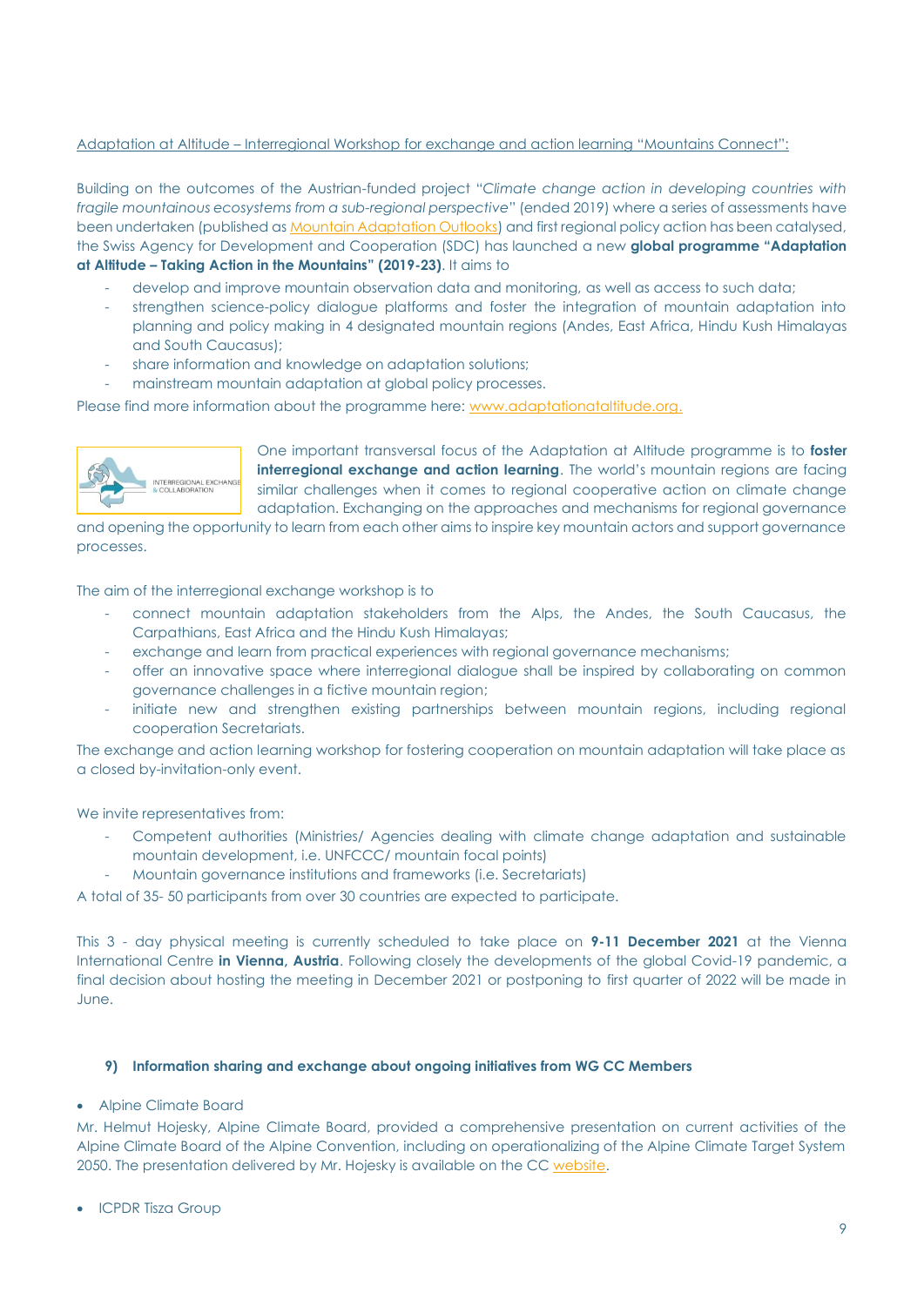Adaptation at Altitude – Interregional Workshop for exchange and action learning "Mountains Connect":

Building on the outcomes of the Austrian-funded project "*Climate change action in developing countries with fragile mountainous ecosystems from a sub-regional perspective*" (ended 2019) where a series of assessments have been undertaken (published as Mountain Adaptation Outlooks) and first regional policy action has been catalysed, the Swiss Agency for Development and Cooperation (SDC) has launched a new **global programme "Adaptation at Altitude – Taking Action in the Mountains" (2019-23)**. It aims to

- develop and improve mountain observation data and monitoring, as well as access to such data;
- strengthen science-policy dialogue platforms and foster the integration of mountain adaptation into planning and policy making in 4 designated mountain regions (Andes, East Africa, Hindu Kush Himalayas and South Caucasus);
- share information and knowledge on adaptation solutions;
- mainstream mountain adaptation at global policy processes.

Please find more information about the programme here: www.adaptationataltitude.org.

INTERREGIONAL EXCHANGE & COLLABORATION

One important transversal focus of the Adaptation at Altitude programme is to **foster interregional exchange and action learning**. The world's mountain regions are facing similar challenges when it comes to regional cooperative action on climate change adaptation. Exchanging on the approaches and mechanisms for regional governance and opening the opportunity to learn from each other aims to inspire key mountain actors and support governance processes.

The aim of the interregional exchange workshop is to

- connect mountain adaptation stakeholders from the Alps, the Andes, the South Caucasus, the Carpathians, East Africa and the Hindu Kush Himalayas;
- exchange and learn from practical experiences with regional governance mechanisms;
- offer an innovative space where interregional dialogue shall be inspired by collaborating on common governance challenges in a fictive mountain region;
- initiate new and strengthen existing partnerships between mountain regions, including regional cooperation Secretariats.

The exchange and action learning workshop for fostering cooperation on mountain adaptation will take place as a closed by-invitation-only event.

We invite representatives from:

- Competent authorities (Ministries/ Agencies dealing with climate change adaptation and sustainable mountain development, i.e. UNFCCC/ mountain focal points)
- Mountain governance institutions and frameworks (i.e. Secretariats)

A total of 35- 50 participants from over 30 countries are expected to participate.

This 3 - day physical meeting is currently scheduled to take place on **9-11 December 2021** at the Vienna International Centre **in Vienna, Austria**. Following closely the developments of the global Covid-19 pandemic, a final decision about hosting the meeting in December 2021 or postponing to first quarter of 2022 will be made in June.

### 9) Information sharing and exchange about ongoing initiatives from WG CC Members

- Alpine Climate Board

Mr. Helmut Hojesky, Alpine Climate Board, provided a comprehensive presentation on current activities of the Alpine Climate Board of the Alpine Convention, including on operationalizing of the Alpine Climate Target System 2050. The presentation delivered by Mr. Hojesky is available on the CC website.

- ICPDR Tisza Group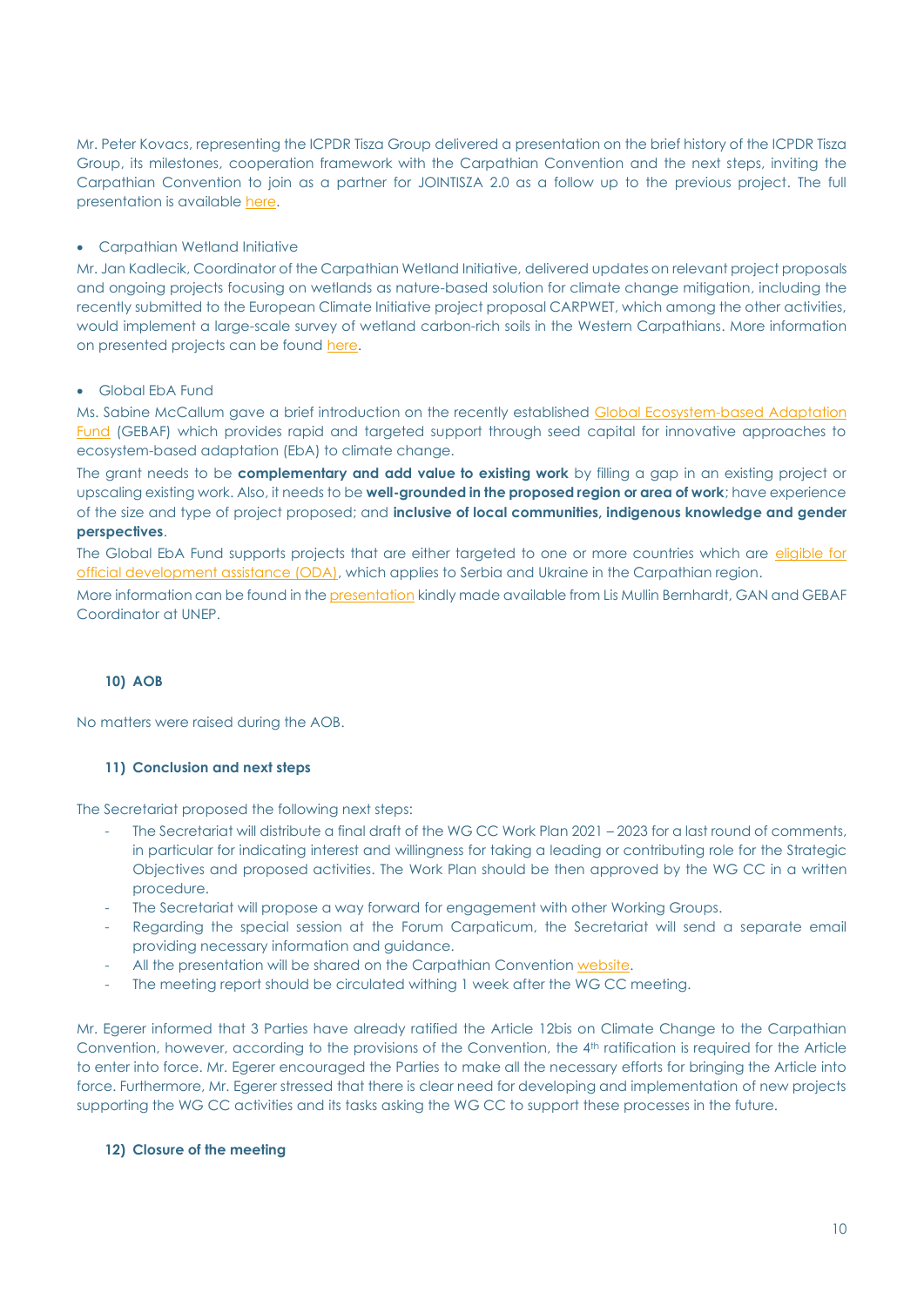Mr. Peter Kovacs, representing the ICPDR Tisza Group delivered a presentation on the brief history of the ICPDR Tisza Group, its milestones, cooperation framework with the Carpathian Convention and the next steps, inviting the Carpathian Convention to join as a partner for JOINTISZA 2.0 as a follow up to the previous project. The full presentation is available here.

- Carpathian Wetland Initiative

Mr. Jan Kadlecik, Coordinator of the Carpathian Wetland Initiative, delivered updates on relevant project proposals and ongoing projects focusing on wetlands as nature-based solution for climate change mitigation, including the recently submitted to the European Climate Initiative project proposal CARPWET, which among the other activities, would implement a large-scale survey of wetland carbon-rich soils in the Western Carpathians. More information on presented projects can be found here.

- Global EbA Fund

Ms. Sabine McCallum gave a brief introduction on the recently established Global Ecosystem-based Adaptation Fund (GEBAF) which provides rapid and targeted support through seed capital for innovative approaches to ecosystem-based adaptation (EbA) to climate change.

The grant needs to be **complementary and add value to existing work** by filling a gap in an existing project or upscaling existing work. Also, it needs to be **well-grounded in the proposed region or area of work**; have experience of the size and type of project proposed; and **inclusive of local communities, indigenous knowledge and gender perspectives**.

The Global EbA Fund supports projects that are either targeted to one or more countries which are eligible for official development assistance (ODA), which applies to Serbia and Ukraine in the Carpathian region.

More information can be found in the presentation kindly made available from Lis Mullin Bernhardt, GAN and GEBAF Coordinator at UNEP.

### 10) AOB

No matters were raised during the AOB.

### 11) Conclusion and next steps

The Secretariat proposed the following next steps:

- The Secretariat will distribute a final draft of the WG CC Work Plan 2021 – 2023 for a last round of comments, in particular for indicating interest and willingness for taking a leading or contributing role for the Strategic Objectives and proposed activities. The Work Plan should be then approved by the WG CC in a written procedure.
- The Secretariat will propose a way forward for engagement with other Working Groups.
- Regarding the special session at the Forum Carpaticum, the Secretariat will send a separate email providing necessary information and guidance.
- All the presentation will be shared on the Carpathian Convention website.
- The meeting report should be circulated withing 1 week after the WG CC meeting.

Mr. Egerer informed that 3 Parties have already ratified the Article 12bis on Climate Change to the Carpathian Convention, however, according to the provisions of the Convention, the 4th ratification is required for the Article to enter into force. Mr. Egerer encouraged the Parties to make all the necessary efforts for bringing the Article into force. Furthermore, Mr. Egerer stressed that there is clear need for developing and implementation of new projects supporting the WG CC activities and its tasks asking the WG CC to support these processes in the future.

### 12) Closure of the meeting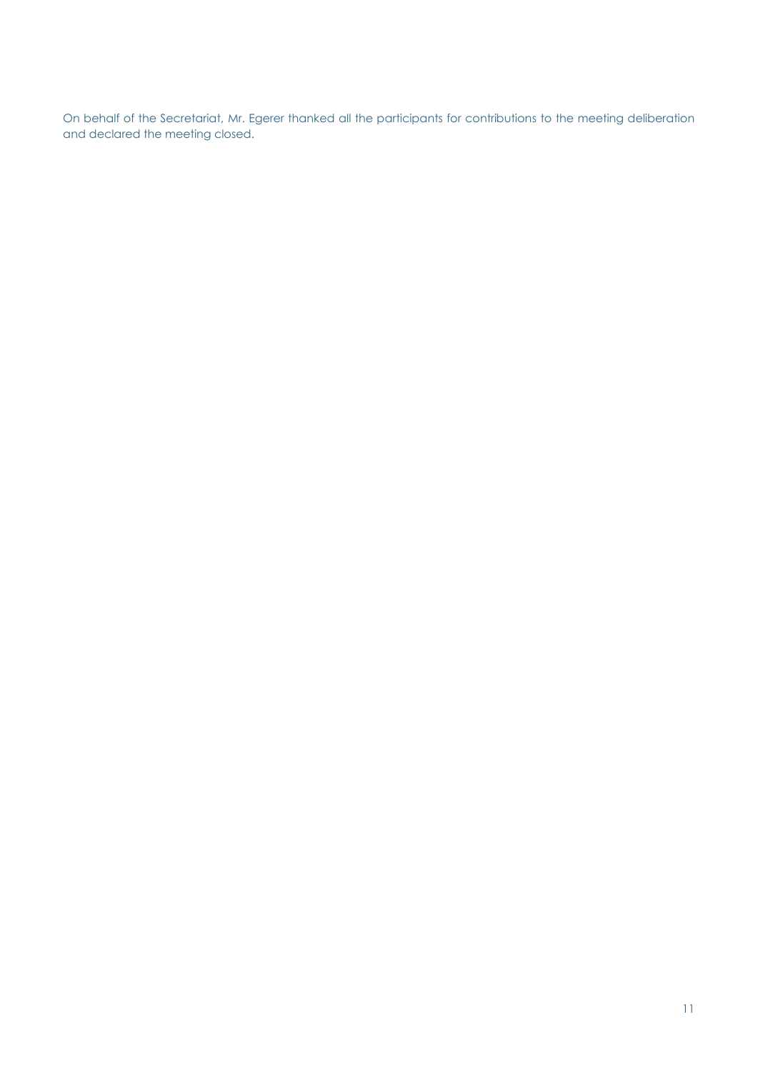On behalf of the Secretariat, Mr. Egerer thanked all the participants for contributions to the meeting deliberation and declared the meeting closed.